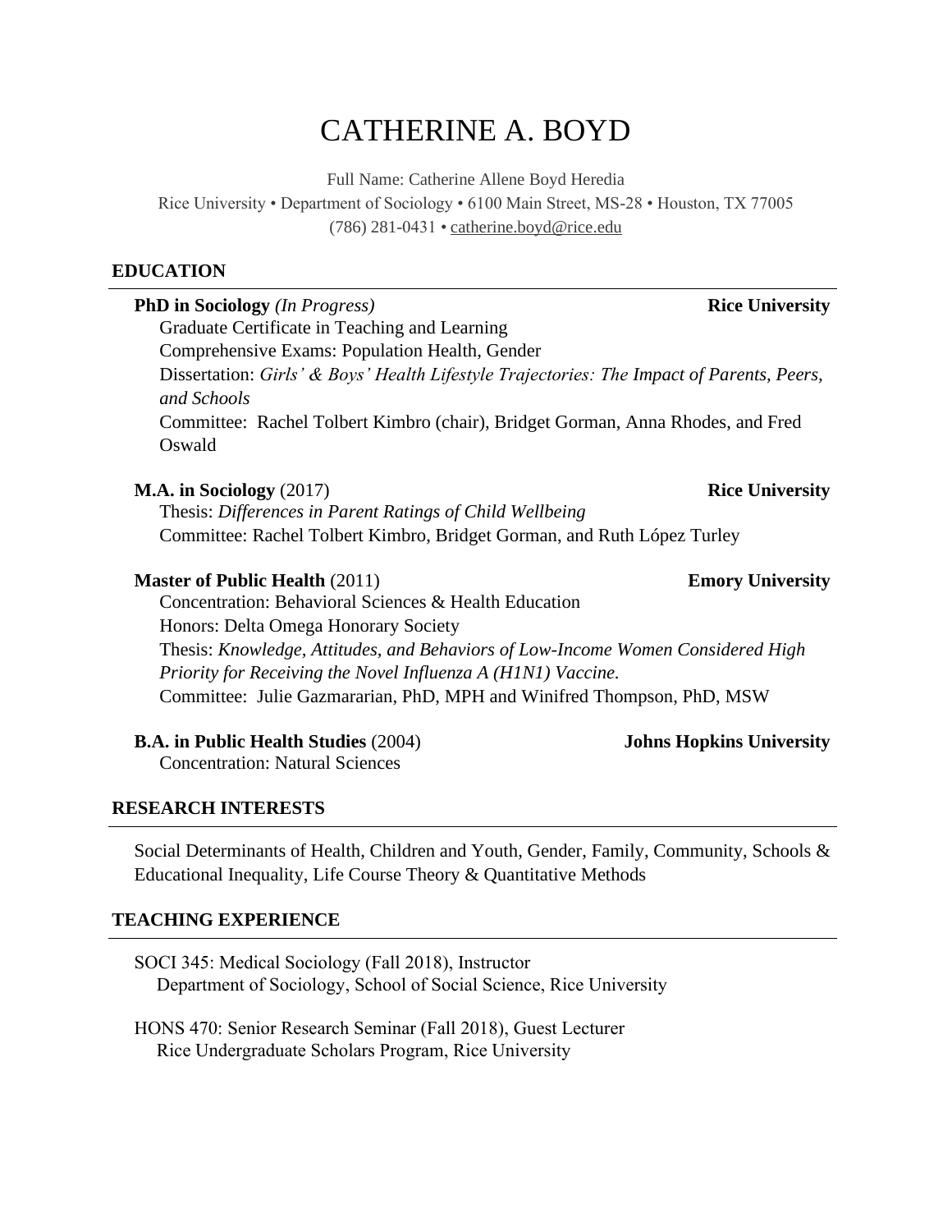# CATHERINE A. BOYD

Full Name: Catherine Allene Boyd Heredia
Rice University • Department of Sociology • 6100 Main Street, MS-28 • Houston, TX 77005
(786) 281-0431 • catherine.boyd@rice.edu

## EDUCATION

**PhD in Sociology** *(In Progress)* **Rice University**
Graduate Certificate in Teaching and Learning
Comprehensive Exams: Population Health, Gender
Dissertation: *Girls' & Boys' Health Lifestyle Trajectories: The Impact of Parents, Peers, and Schools*
Committee: Rachel Tolbert Kimbro (chair), Bridget Gorman, Anna Rhodes, and Fred Oswald

**M.A. in Sociology** (2017) **Rice University**
Thesis: *Differences in Parent Ratings of Child Wellbeing*
Committee: Rachel Tolbert Kimbro, Bridget Gorman, and Ruth López Turley

**Master of Public Health** (2011) **Emory University**
Concentration: Behavioral Sciences & Health Education
Honors: Delta Omega Honorary Society
Thesis: *Knowledge, Attitudes, and Behaviors of Low-Income Women Considered High Priority for Receiving the Novel Influenza A (H1N1) Vaccine.*
Committee: Julie Gazmararian, PhD, MPH and Winifred Thompson, PhD, MSW

**B.A. in Public Health Studies** (2004) **Johns Hopkins University**
Concentration: Natural Sciences

## RESEARCH INTERESTS

Social Determinants of Health, Children and Youth, Gender, Family, Community, Schools & Educational Inequality, Life Course Theory & Quantitative Methods

## TEACHING EXPERIENCE

SOCI 345: Medical Sociology (Fall 2018), Instructor
Department of Sociology, School of Social Science, Rice University

HONS 470: Senior Research Seminar (Fall 2018), Guest Lecturer
Rice Undergraduate Scholars Program, Rice University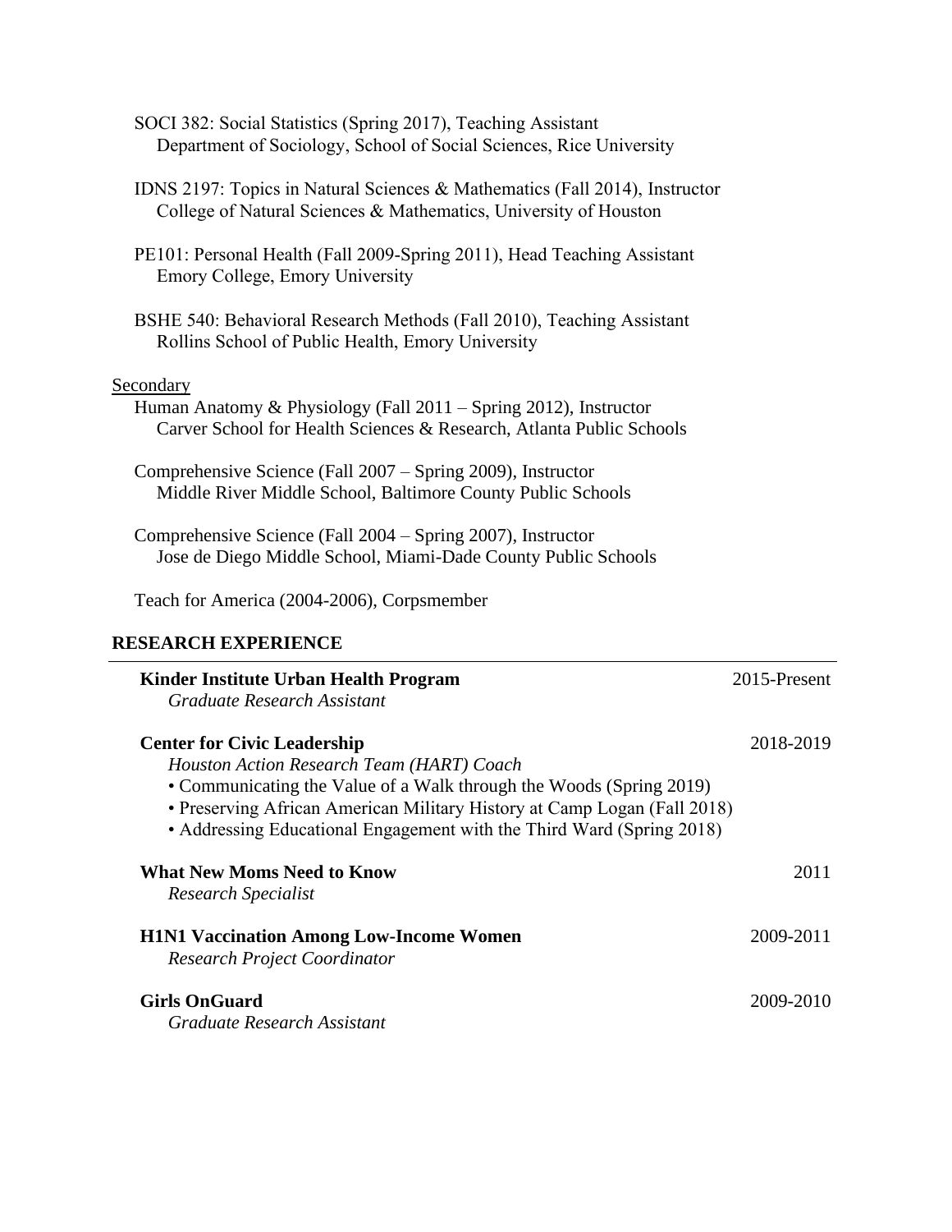SOCI 382: Social Statistics (Spring 2017), Teaching Assistant
Department of Sociology, School of Social Sciences, Rice University

IDNS 2197: Topics in Natural Sciences & Mathematics (Fall 2014), Instructor
College of Natural Sciences & Mathematics, University of Houston

PE101: Personal Health (Fall 2009-Spring 2011), Head Teaching Assistant
Emory College, Emory University

BSHE 540: Behavioral Research Methods (Fall 2010), Teaching Assistant
Rollins School of Public Health, Emory University

Secondary

Human Anatomy & Physiology (Fall 2011 – Spring 2012), Instructor
Carver School for Health Sciences & Research, Atlanta Public Schools

Comprehensive Science (Fall 2007 – Spring 2009), Instructor
Middle River Middle School, Baltimore County Public Schools

Comprehensive Science (Fall 2004 – Spring 2007), Instructor
Jose de Diego Middle School, Miami-Dade County Public Schools

Teach for America (2004-2006), Corpsmember

## RESEARCH EXPERIENCE

**Kinder Institute Urban Health Program** — 2015-Present
*Graduate Research Assistant*

**Center for Civic Leadership** — 2018-2019
*Houston Action Research Team (HART) Coach*
- Communicating the Value of a Walk through the Woods (Spring 2019)
- Preserving African American Military History at Camp Logan (Fall 2018)
- Addressing Educational Engagement with the Third Ward (Spring 2018)

**What New Moms Need to Know** — 2011
*Research Specialist*

**H1N1 Vaccination Among Low-Income Women** — 2009-2011
*Research Project Coordinator*

**Girls OnGuard** — 2009-2010
*Graduate Research Assistant*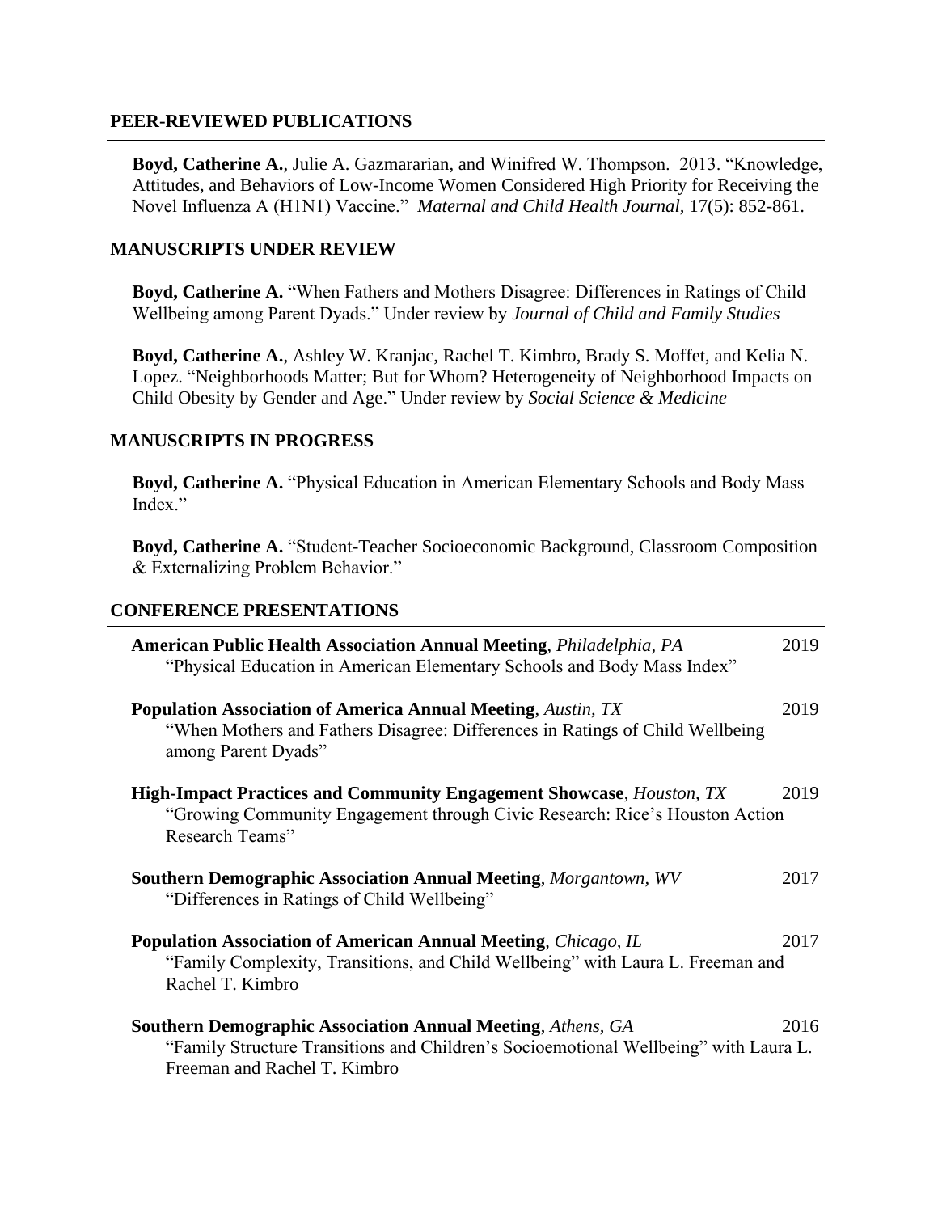## PEER-REVIEWED PUBLICATIONS

**Boyd, Catherine A.**, Julie A. Gazmararian, and Winifred W. Thompson. 2013. "Knowledge, Attitudes, and Behaviors of Low-Income Women Considered High Priority for Receiving the Novel Influenza A (H1N1) Vaccine." *Maternal and Child Health Journal*, 17(5): 852-861.

## MANUSCRIPTS UNDER REVIEW

**Boyd, Catherine A.** "When Fathers and Mothers Disagree: Differences in Ratings of Child Wellbeing among Parent Dyads." Under review by *Journal of Child and Family Studies*

**Boyd, Catherine A.**, Ashley W. Kranjac, Rachel T. Kimbro, Brady S. Moffet, and Kelia N. Lopez. "Neighborhoods Matter; But for Whom? Heterogeneity of Neighborhood Impacts on Child Obesity by Gender and Age." Under review by *Social Science & Medicine*

## MANUSCRIPTS IN PROGRESS

**Boyd, Catherine A.** "Physical Education in American Elementary Schools and Body Mass Index."

**Boyd, Catherine A.** "Student-Teacher Socioeconomic Background, Classroom Composition & Externalizing Problem Behavior."

## CONFERENCE PRESENTATIONS

**American Public Health Association Annual Meeting**, *Philadelphia, PA* — 2019
"Physical Education in American Elementary Schools and Body Mass Index"

**Population Association of America Annual Meeting**, *Austin, TX* — 2019
"When Mothers and Fathers Disagree: Differences in Ratings of Child Wellbeing among Parent Dyads"

**High-Impact Practices and Community Engagement Showcase**, *Houston, TX* — 2019
"Growing Community Engagement through Civic Research: Rice's Houston Action Research Teams"

**Southern Demographic Association Annual Meeting**, *Morgantown, WV* — 2017
"Differences in Ratings of Child Wellbeing"

**Population Association of American Annual Meeting**, *Chicago, IL* — 2017
"Family Complexity, Transitions, and Child Wellbeing" with Laura L. Freeman and Rachel T. Kimbro

**Southern Demographic Association Annual Meeting**, *Athens, GA* — 2016
"Family Structure Transitions and Children's Socioemotional Wellbeing" with Laura L. Freeman and Rachel T. Kimbro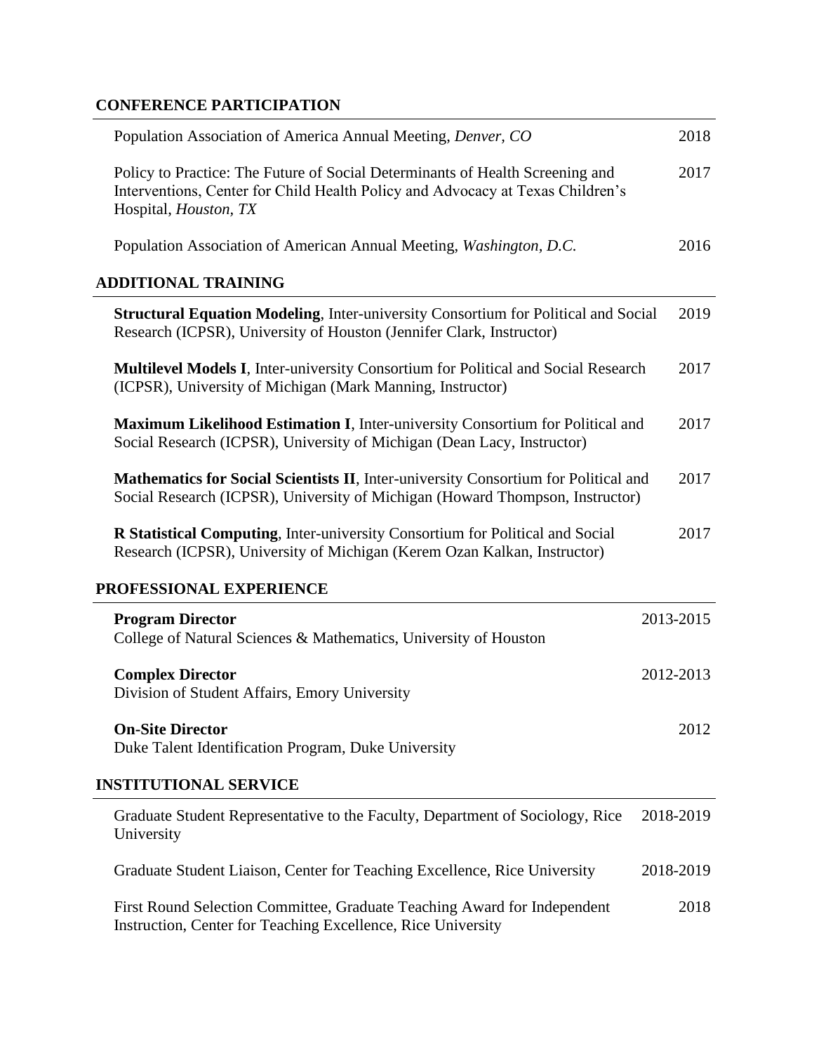## CONFERENCE PARTICIPATION

Population Association of America Annual Meeting, *Denver, CO* — 2018

Policy to Practice: The Future of Social Determinants of Health Screening and Interventions, Center for Child Health Policy and Advocacy at Texas Children's Hospital, *Houston, TX* — 2017

Population Association of American Annual Meeting, *Washington, D.C.* — 2016

## ADDITIONAL TRAINING

**Structural Equation Modeling**, Inter-university Consortium for Political and Social Research (ICPSR), University of Houston (Jennifer Clark, Instructor) — 2019

**Multilevel Models I**, Inter-university Consortium for Political and Social Research (ICPSR), University of Michigan (Mark Manning, Instructor) — 2017

**Maximum Likelihood Estimation I**, Inter-university Consortium for Political and Social Research (ICPSR), University of Michigan (Dean Lacy, Instructor) — 2017

**Mathematics for Social Scientists II**, Inter-university Consortium for Political and Social Research (ICPSR), University of Michigan (Howard Thompson, Instructor) — 2017

**R Statistical Computing**, Inter-university Consortium for Political and Social Research (ICPSR), University of Michigan (Kerem Ozan Kalkan, Instructor) — 2017

## PROFESSIONAL EXPERIENCE

**Program Director** — 2013-2015
College of Natural Sciences & Mathematics, University of Houston

**Complex Director** — 2012-2013
Division of Student Affairs, Emory University

**On-Site Director** — 2012
Duke Talent Identification Program, Duke University

## INSTITUTIONAL SERVICE

Graduate Student Representative to the Faculty, Department of Sociology, Rice University — 2018-2019

Graduate Student Liaison, Center for Teaching Excellence, Rice University — 2018-2019

First Round Selection Committee, Graduate Teaching Award for Independent Instruction, Center for Teaching Excellence, Rice University — 2018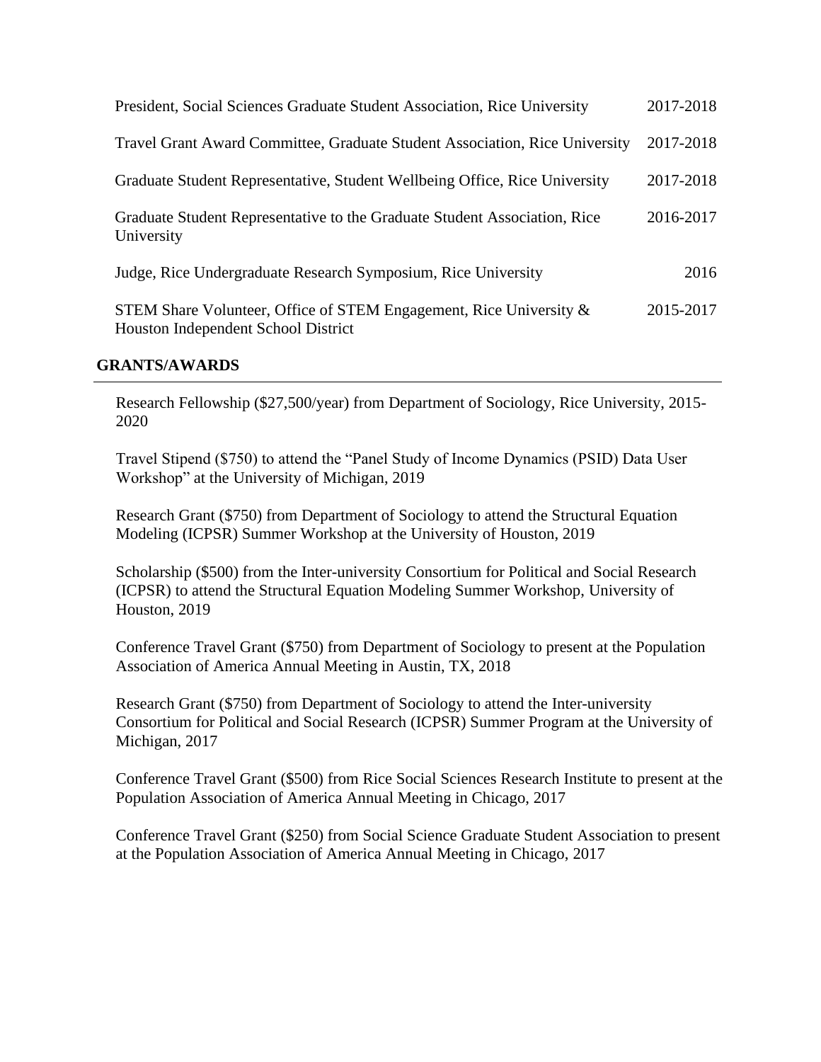| | |
|---|---|
| President, Social Sciences Graduate Student Association, Rice University | 2017-2018 |
| Travel Grant Award Committee, Graduate Student Association, Rice University | 2017-2018 |
| Graduate Student Representative, Student Wellbeing Office, Rice University | 2017-2018 |
| Graduate Student Representative to the Graduate Student Association, Rice University | 2016-2017 |
| Judge, Rice Undergraduate Research Symposium, Rice University | 2016 |
| STEM Share Volunteer, Office of STEM Engagement, Rice University & Houston Independent School District | 2015-2017 |

## GRANTS/AWARDS

Research Fellowship ($27,500/year) from Department of Sociology, Rice University, 2015-2020

Travel Stipend ($750) to attend the "Panel Study of Income Dynamics (PSID) Data User Workshop" at the University of Michigan, 2019

Research Grant ($750) from Department of Sociology to attend the Structural Equation Modeling (ICPSR) Summer Workshop at the University of Houston, 2019

Scholarship ($500) from the Inter-university Consortium for Political and Social Research (ICPSR) to attend the Structural Equation Modeling Summer Workshop, University of Houston, 2019

Conference Travel Grant ($750) from Department of Sociology to present at the Population Association of America Annual Meeting in Austin, TX, 2018

Research Grant ($750) from Department of Sociology to attend the Inter-university Consortium for Political and Social Research (ICPSR) Summer Program at the University of Michigan, 2017

Conference Travel Grant ($500) from Rice Social Sciences Research Institute to present at the Population Association of America Annual Meeting in Chicago, 2017

Conference Travel Grant ($250) from Social Science Graduate Student Association to present at the Population Association of America Annual Meeting in Chicago, 2017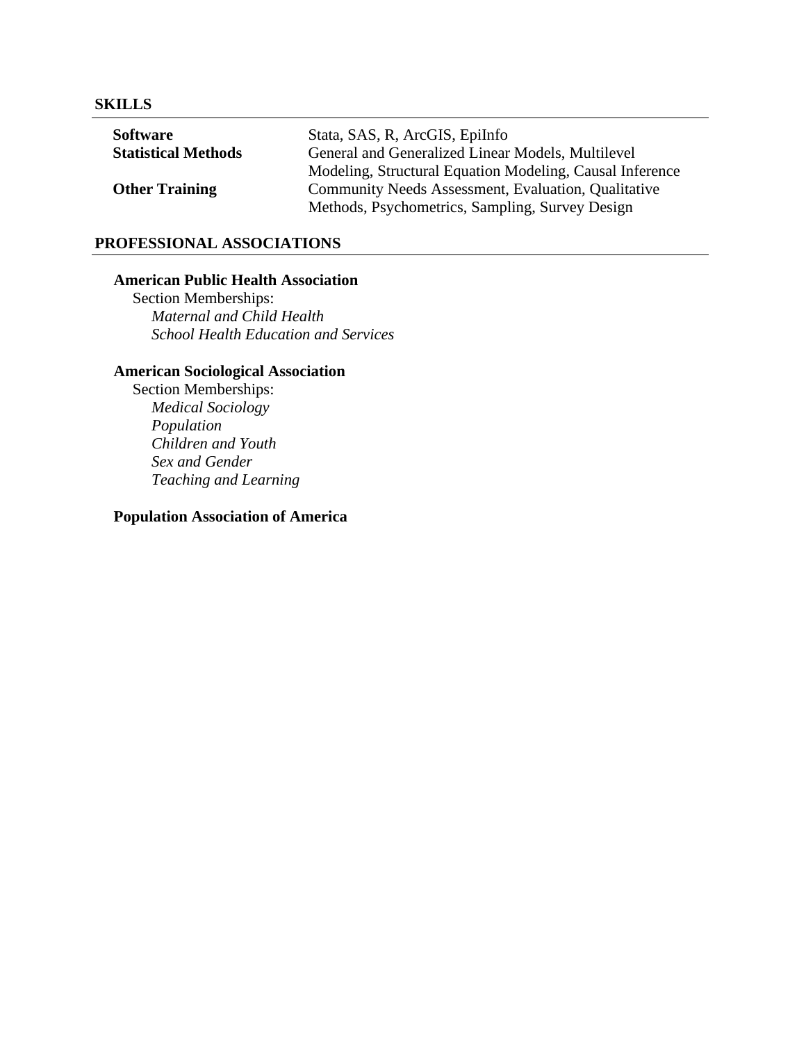## SKILLS

| | |
|---|---|
| **Software** | Stata, SAS, R, ArcGIS, EpiInfo |
| **Statistical Methods** | General and Generalized Linear Models, Multilevel Modeling, Structural Equation Modeling, Causal Inference |
| **Other Training** | Community Needs Assessment, Evaluation, Qualitative Methods, Psychometrics, Sampling, Survey Design |

## PROFESSIONAL ASSOCIATIONS

**American Public Health Association**

Section Memberships:

*Maternal and Child Health*
*School Health Education and Services*

**American Sociological Association**

Section Memberships:

*Medical Sociology*
*Population*
*Children and Youth*
*Sex and Gender*
*Teaching and Learning*

**Population Association of America**